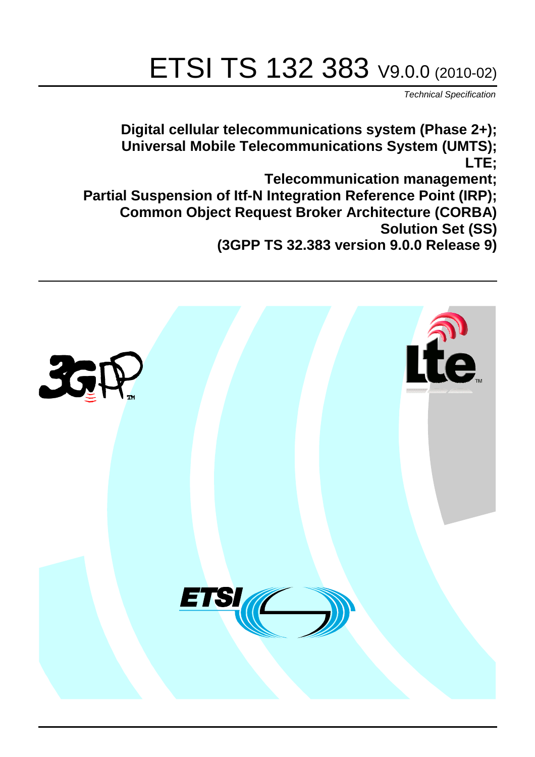# ETSI TS 132 383 V9.0.0 (2010-02)

*Technical Specification*

**Digital cellular telecommunications system (Phase 2+);
Universal Mobile Telecommunications System (UMTS);
LTE;
Telecommunication management;
Partial Suspension of Itf-N Integration Reference Point (IRP);
Common Object Request Broker Architecture (CORBA)
Solution Set (SS)
(3GPP TS 32.383 version 9.0.0 Release 9)**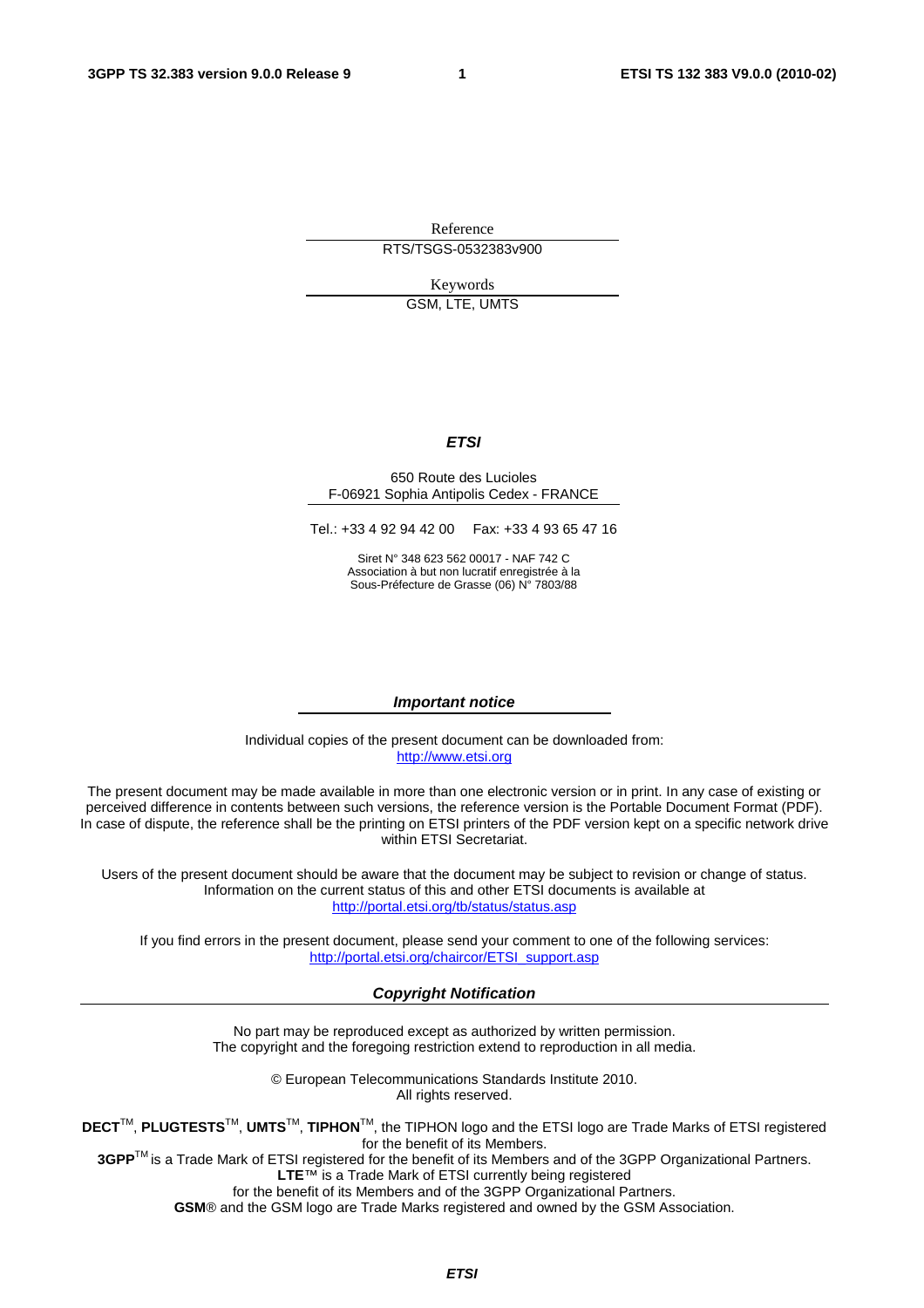Reference

RTS/TSGS-0532383v900

Keywords

GSM, LTE, UMTS

***ETSI***

650 Route des Lucioles
F-06921 Sophia Antipolis Cedex - FRANCE

Tel.: +33 4 92 94 42 00 Fax: +33 4 93 65 47 16

Siret N° 348 623 562 00017 - NAF 742 C
Association à but non lucratif enregistrée à la
Sous-Préfecture de Grasse (06) N° 7803/88

***Important notice***

Individual copies of the present document can be downloaded from:
http://www.etsi.org

The present document may be made available in more than one electronic version or in print. In any case of existing or perceived difference in contents between such versions, the reference version is the Portable Document Format (PDF). In case of dispute, the reference shall be the printing on ETSI printers of the PDF version kept on a specific network drive within ETSI Secretariat.

Users of the present document should be aware that the document may be subject to revision or change of status. Information on the current status of this and other ETSI documents is available at
http://portal.etsi.org/tb/status/status.asp

If you find errors in the present document, please send your comment to one of the following services:
http://portal.etsi.org/chaircor/ETSI_support.asp

***Copyright Notification***

No part may be reproduced except as authorized by written permission.
The copyright and the foregoing restriction extend to reproduction in all media.

© European Telecommunications Standards Institute 2010.
All rights reserved.

**DECT**™, **PLUGTESTS**™, **UMTS**™, **TIPHON**™, the TIPHON logo and the ETSI logo are Trade Marks of ETSI registered for the benefit of its Members.
**3GPP**™ is a Trade Mark of ETSI registered for the benefit of its Members and of the 3GPP Organizational Partners.
**LTE**™ is a Trade Mark of ETSI currently being registered
for the benefit of its Members and of the 3GPP Organizational Partners.
**GSM**® and the GSM logo are Trade Marks registered and owned by the GSM Association.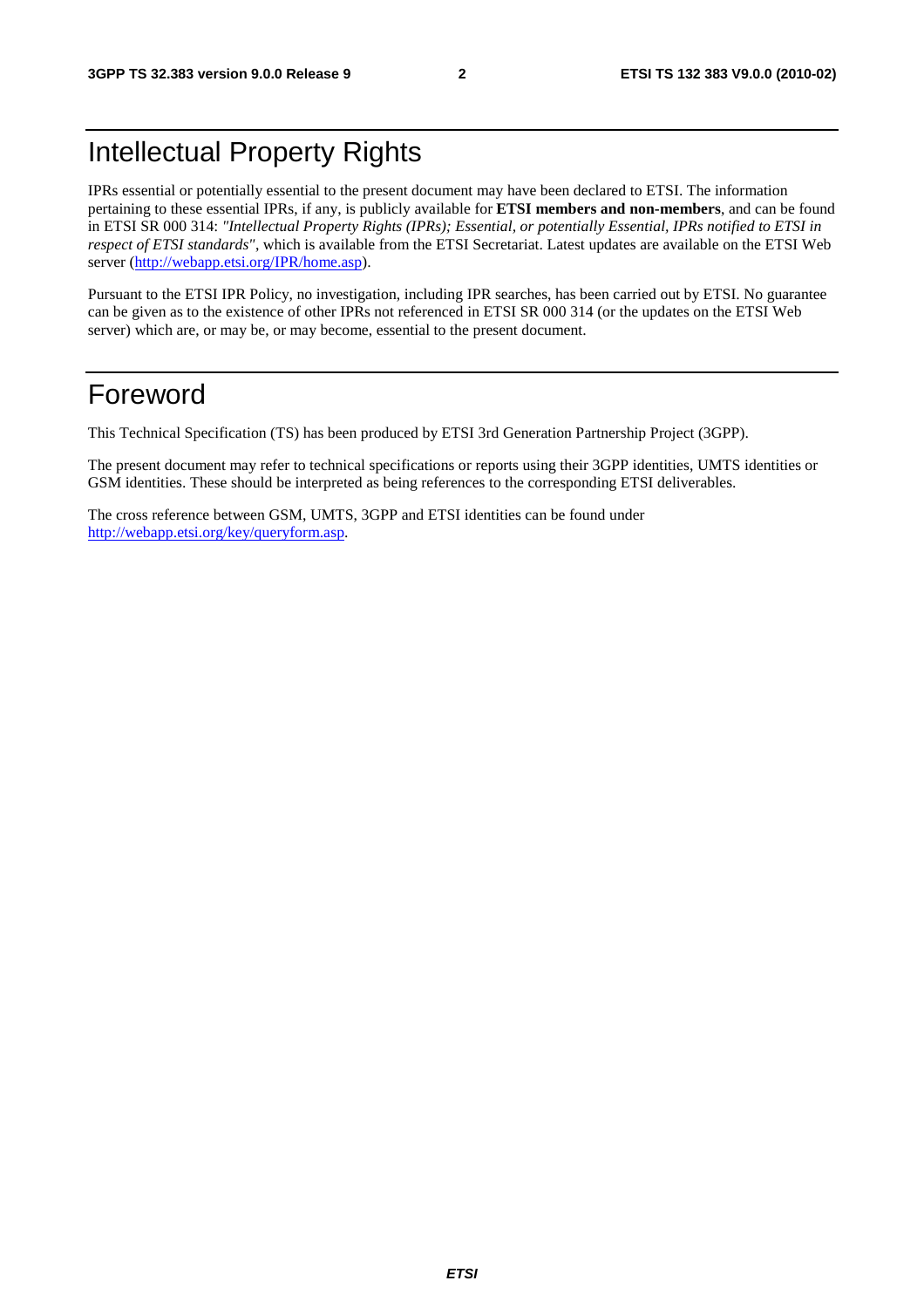# Intellectual Property Rights

IPRs essential or potentially essential to the present document may have been declared to ETSI. The information pertaining to these essential IPRs, if any, is publicly available for **ETSI members and non-members**, and can be found in ETSI SR 000 314: *"Intellectual Property Rights (IPRs); Essential, or potentially Essential, IPRs notified to ETSI in respect of ETSI standards"*, which is available from the ETSI Secretariat. Latest updates are available on the ETSI Web server (http://webapp.etsi.org/IPR/home.asp).

Pursuant to the ETSI IPR Policy, no investigation, including IPR searches, has been carried out by ETSI. No guarantee can be given as to the existence of other IPRs not referenced in ETSI SR 000 314 (or the updates on the ETSI Web server) which are, or may be, or may become, essential to the present document.

# Foreword

This Technical Specification (TS) has been produced by ETSI 3rd Generation Partnership Project (3GPP).

The present document may refer to technical specifications or reports using their 3GPP identities, UMTS identities or GSM identities. These should be interpreted as being references to the corresponding ETSI deliverables.

The cross reference between GSM, UMTS, 3GPP and ETSI identities can be found under http://webapp.etsi.org/key/queryform.asp.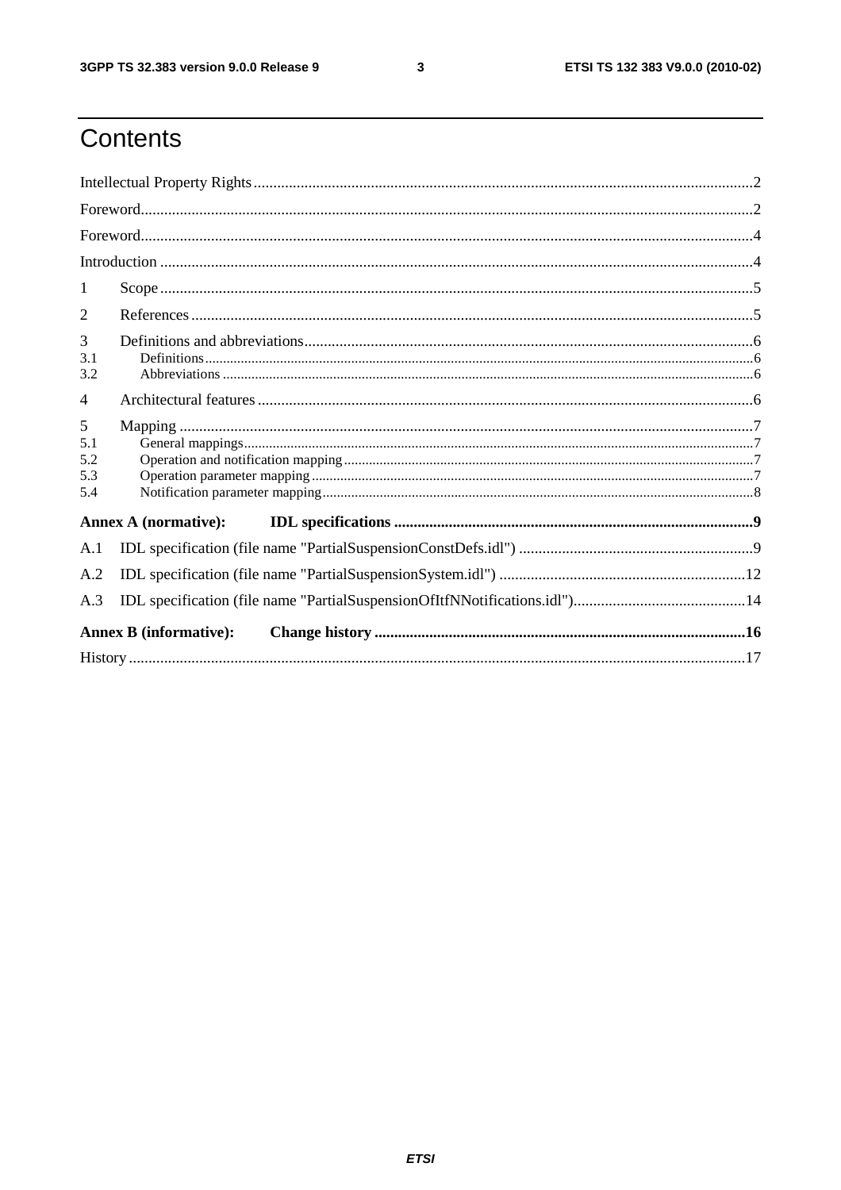# Contents

Intellectual Property Rights ..... 2

Foreword ..... 2

Foreword ..... 4

Introduction ..... 4

1 Scope ..... 5

2 References ..... 5

3 Definitions and abbreviations ..... 6
- 3.1 Definitions ..... 6
- 3.2 Abbreviations ..... 6

4 Architectural features ..... 6

5 Mapping ..... 7
- 5.1 General mappings ..... 7
- 5.2 Operation and notification mapping ..... 7
- 5.3 Operation parameter mapping ..... 7
- 5.4 Notification parameter mapping ..... 8

**Annex A (normative): IDL specifications ..... 9**

A.1 IDL specification (file name "PartialSuspensionConstDefs.idl") ..... 9

A.2 IDL specification (file name "PartialSuspensionSystem.idl") ..... 12

A.3 IDL specification (file name "PartialSuspensionOfItfNNotifications.idl") ..... 14

**Annex B (informative): Change history ..... 16**

History ..... 17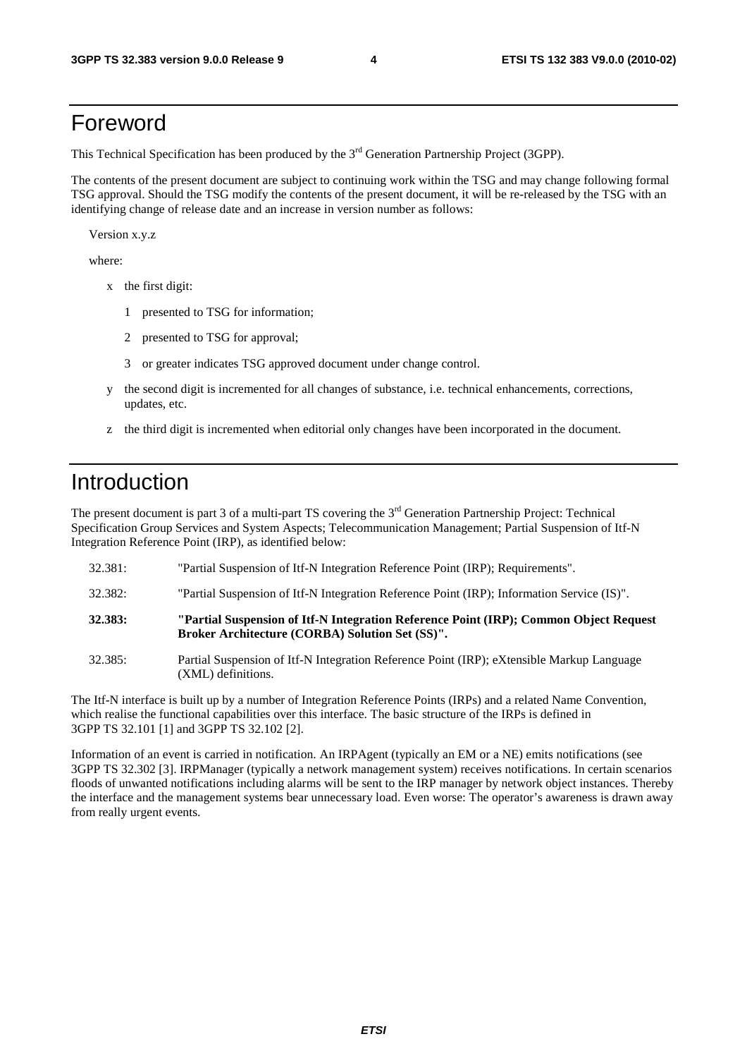# Foreword

This Technical Specification has been produced by the 3rd Generation Partnership Project (3GPP).

The contents of the present document are subject to continuing work within the TSG and may change following formal TSG approval. Should the TSG modify the contents of the present document, it will be re-released by the TSG with an identifying change of release date and an increase in version number as follows:

Version x.y.z

where:

- x the first digit:
  - 1 presented to TSG for information;
  - 2 presented to TSG for approval;
  - 3 or greater indicates TSG approved document under change control.
- y the second digit is incremented for all changes of substance, i.e. technical enhancements, corrections, updates, etc.
- z the third digit is incremented when editorial only changes have been incorporated in the document.

# Introduction

The present document is part 3 of a multi-part TS covering the 3rd Generation Partnership Project: Technical Specification Group Services and System Aspects; Telecommunication Management; Partial Suspension of Itf-N Integration Reference Point (IRP), as identified below:

| | |
|---|---|
| 32.381: | "Partial Suspension of Itf-N Integration Reference Point (IRP); Requirements". |
| 32.382: | "Partial Suspension of Itf-N Integration Reference Point (IRP); Information Service (IS)". |
| **32.383:** | **"Partial Suspension of Itf-N Integration Reference Point (IRP); Common Object Request Broker Architecture (CORBA) Solution Set (SS)".** |
| 32.385: | Partial Suspension of Itf-N Integration Reference Point (IRP); eXtensible Markup Language (XML) definitions. |

The Itf-N interface is built up by a number of Integration Reference Points (IRPs) and a related Name Convention, which realise the functional capabilities over this interface. The basic structure of the IRPs is defined in 3GPP TS 32.101 [1] and 3GPP TS 32.102 [2].

Information of an event is carried in notification. An IRPAgent (typically an EM or a NE) emits notifications (see 3GPP TS 32.302 [3]. IRPManager (typically a network management system) receives notifications. In certain scenarios floods of unwanted notifications including alarms will be sent to the IRP manager by network object instances. Thereby the interface and the management systems bear unnecessary load. Even worse: The operator's awareness is drawn away from really urgent events.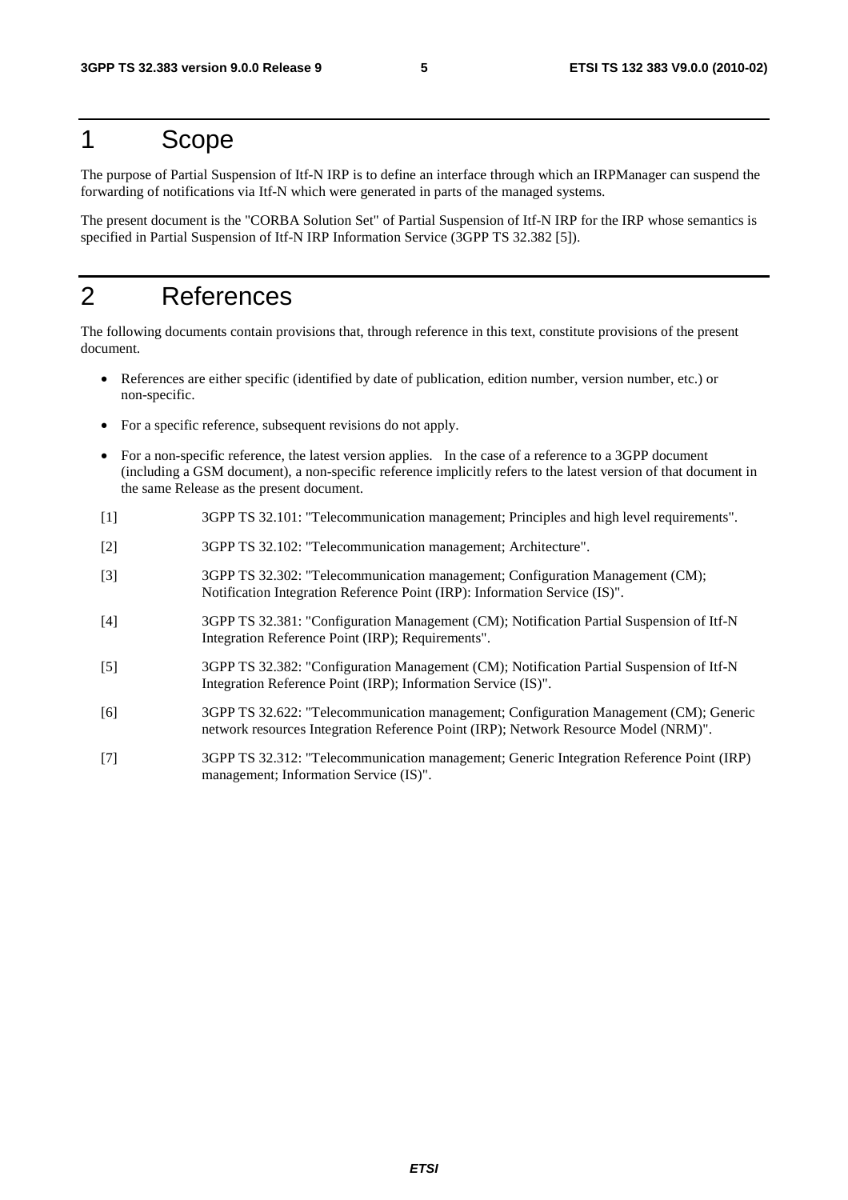# 1 Scope

The purpose of Partial Suspension of Itf-N IRP is to define an interface through which an IRPManager can suspend the forwarding of notifications via Itf-N which were generated in parts of the managed systems.

The present document is the "CORBA Solution Set" of Partial Suspension of Itf-N IRP for the IRP whose semantics is specified in Partial Suspension of Itf-N IRP Information Service (3GPP TS 32.382 [5]).

# 2 References

The following documents contain provisions that, through reference in this text, constitute provisions of the present document.

- References are either specific (identified by date of publication, edition number, version number, etc.) or non-specific.
- For a specific reference, subsequent revisions do not apply.
- For a non-specific reference, the latest version applies. In the case of a reference to a 3GPP document (including a GSM document), a non-specific reference implicitly refers to the latest version of that document in the same Release as the present document.

[1] 3GPP TS 32.101: "Telecommunication management; Principles and high level requirements".

[2] 3GPP TS 32.102: "Telecommunication management; Architecture".

[3] 3GPP TS 32.302: "Telecommunication management; Configuration Management (CM); Notification Integration Reference Point (IRP): Information Service (IS)".

[4] 3GPP TS 32.381: "Configuration Management (CM); Notification Partial Suspension of Itf-N Integration Reference Point (IRP); Requirements".

[5] 3GPP TS 32.382: "Configuration Management (CM); Notification Partial Suspension of Itf-N Integration Reference Point (IRP); Information Service (IS)".

[6] 3GPP TS 32.622: "Telecommunication management; Configuration Management (CM); Generic network resources Integration Reference Point (IRP); Network Resource Model (NRM)".

[7] 3GPP TS 32.312: "Telecommunication management; Generic Integration Reference Point (IRP) management; Information Service (IS)".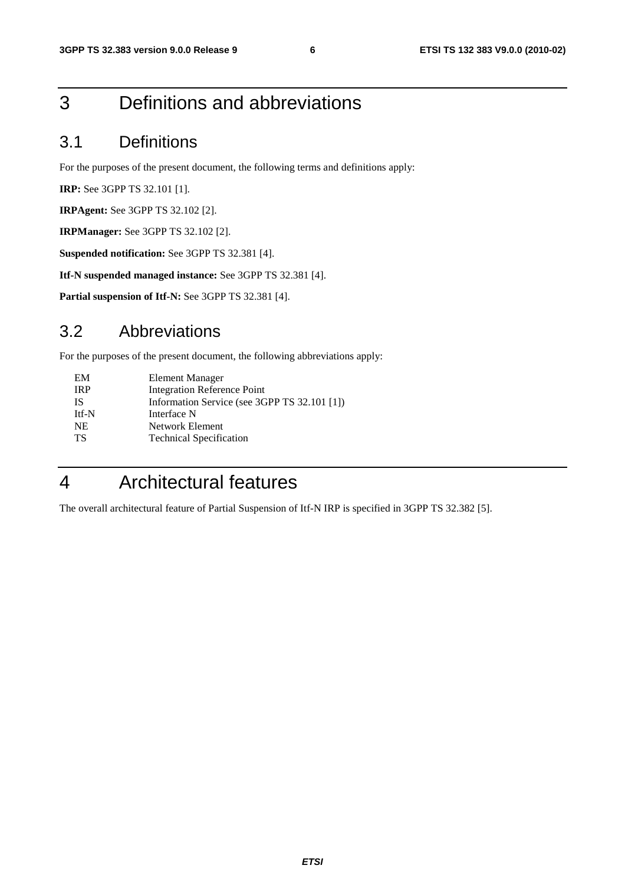# 3 Definitions and abbreviations

## 3.1 Definitions

For the purposes of the present document, the following terms and definitions apply:

**IRP:** See 3GPP TS 32.101 [1].

**IRPAgent:** See 3GPP TS 32.102 [2].

**IRPManager:** See 3GPP TS 32.102 [2].

**Suspended notification:** See 3GPP TS 32.381 [4].

**Itf-N suspended managed instance:** See 3GPP TS 32.381 [4].

**Partial suspension of Itf-N:** See 3GPP TS 32.381 [4].

## 3.2 Abbreviations

For the purposes of the present document, the following abbreviations apply:

| | |
|---|---|
| EM | Element Manager |
| IRP | Integration Reference Point |
| IS | Information Service (see 3GPP TS 32.101 [1]) |
| Itf-N | Interface N |
| NE | Network Element |
| TS | Technical Specification |

# 4 Architectural features

The overall architectural feature of Partial Suspension of Itf-N IRP is specified in 3GPP TS 32.382 [5].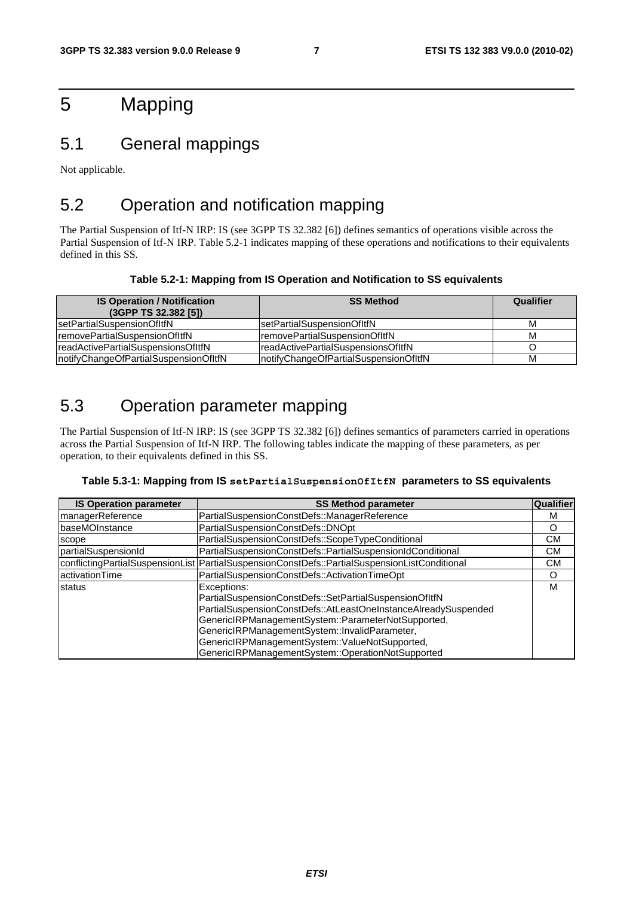# 5 Mapping

## 5.1 General mappings

Not applicable.

## 5.2 Operation and notification mapping

The Partial Suspension of Itf-N IRP: IS (see 3GPP TS 32.382 [6]) defines semantics of operations visible across the Partial Suspension of Itf-N IRP. Table 5.2-1 indicates mapping of these operations and notifications to their equivalents defined in this SS.

**Table 5.2-1: Mapping from IS Operation and Notification to SS equivalents**

| IS Operation / Notification (3GPP TS 32.382 [5]) | SS Method | Qualifier |
|---|---|---|
| setPartialSuspensionOfItfN | setPartialSuspensionOfItfN | M |
| removePartialSuspensionOfItfN | removePartialSuspensionOfItfN | M |
| readActivePartialSuspensionsOfItfN | readActivePartialSuspensionsOfItfN | O |
| notifyChangeOfPartialSuspensionOfItfN | notifyChangeOfPartialSuspensionOfItfN | M |

## 5.3 Operation parameter mapping

The Partial Suspension of Itf-N IRP: IS (see 3GPP TS 32.382 [6]) defines semantics of parameters carried in operations across the Partial Suspension of Itf-N IRP. The following tables indicate the mapping of these parameters, as per operation, to their equivalents defined in this SS.

**Table 5.3-1: Mapping from IS `setPartialSuspensionOfItfN` parameters to SS equivalents**

| IS Operation parameter | SS Method parameter | Qualifier |
|---|---|---|
| managerReference | PartialSuspensionConstDefs::ManagerReference | M |
| baseMOInstance | PartialSuspensionConstDefs::DNOpt | O |
| scope | PartialSuspensionConstDefs::ScopeTypeConditional | CM |
| partialSuspensionId | PartialSuspensionConstDefs::PartialSuspensionIdConditional | CM |
| conflictingPartialSuspensionList | PartialSuspensionConstDefs::PartialSuspensionListConditional | CM |
| activationTime | PartialSuspensionConstDefs::ActivationTimeOpt | O |
| status | Exceptions:<br>PartialSuspensionConstDefs::SetPartialSuspensionOfItfN<br>PartialSuspensionConstDefs::AtLeastOneInstanceAlreadySuspended<br>GenericIRPManagementSystem::ParameterNotSupported,<br>GenericIRPManagementSystem::InvalidParameter,<br>GenericIRPManagementSystem::ValueNotSupported,<br>GenericIRPManagementSystem::OperationNotSupported | M |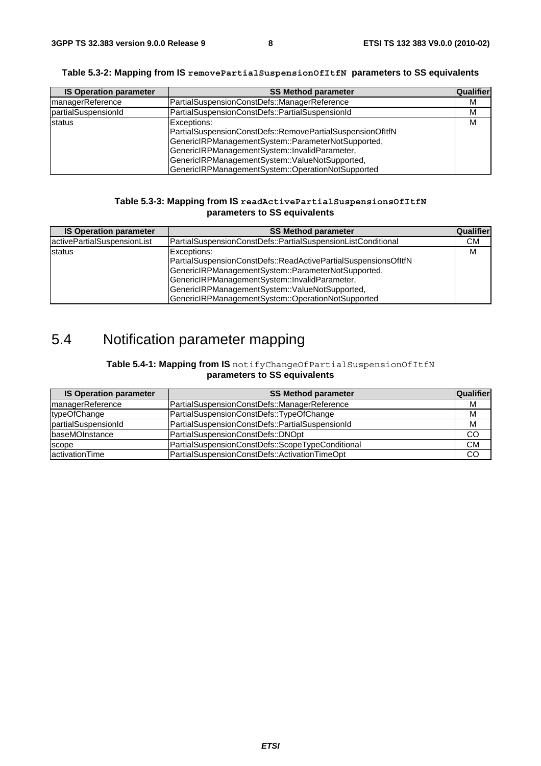**Table 5.3-2: Mapping from IS `removePartialSuspensionOfItfN` parameters to SS equivalents**

| IS Operation parameter | SS Method parameter | Qualifier |
|---|---|---|
| managerReference | PartialSuspensionConstDefs::ManagerReference | M |
| partialSuspensionId | PartialSuspensionConstDefs::PartialSuspensionId | M |
| status | Exceptions:<br>PartialSuspensionConstDefs::RemovePartialSuspensionOfItfN<br>GenericIRPManagementSystem::ParameterNotSupported,<br>GenericIRPManagementSystem::InvalidParameter,<br>GenericIRPManagementSystem::ValueNotSupported,<br>GenericIRPManagementSystem::OperationNotSupported | M |

**Table 5.3-3: Mapping from IS `readActivePartialSuspensionsOfItfN` parameters to SS equivalents**

| IS Operation parameter | SS Method parameter | Qualifier |
|---|---|---|
| activePartialSuspensionList | PartialSuspensionConstDefs::PartialSuspensionListConditional | CM |
| status | Exceptions:<br>PartialSuspensionConstDefs::ReadActivePartialSuspensionsOfItfN<br>GenericIRPManagementSystem::ParameterNotSupported,<br>GenericIRPManagementSystem::InvalidParameter,<br>GenericIRPManagementSystem::ValueNotSupported,<br>GenericIRPManagementSystem::OperationNotSupported | M |

# 5.4 Notification parameter mapping

**Table 5.4-1: Mapping from IS `notifyChangeOfPartialSuspensionOfItfN` parameters to SS equivalents**

| IS Operation parameter | SS Method parameter | Qualifier |
|---|---|---|
| managerReference | PartialSuspensionConstDefs::ManagerReference | M |
| typeOfChange | PartialSuspensionConstDefs::TypeOfChange | M |
| partialSuspensionId | PartialSuspensionConstDefs::PartialSuspensionId | M |
| baseMOInstance | PartialSuspensionConstDefs::DNOpt | CO |
| scope | PartialSuspensionConstDefs::ScopeTypeConditional | CM |
| activationTime | PartialSuspensionConstDefs::ActivationTimeOpt | CO |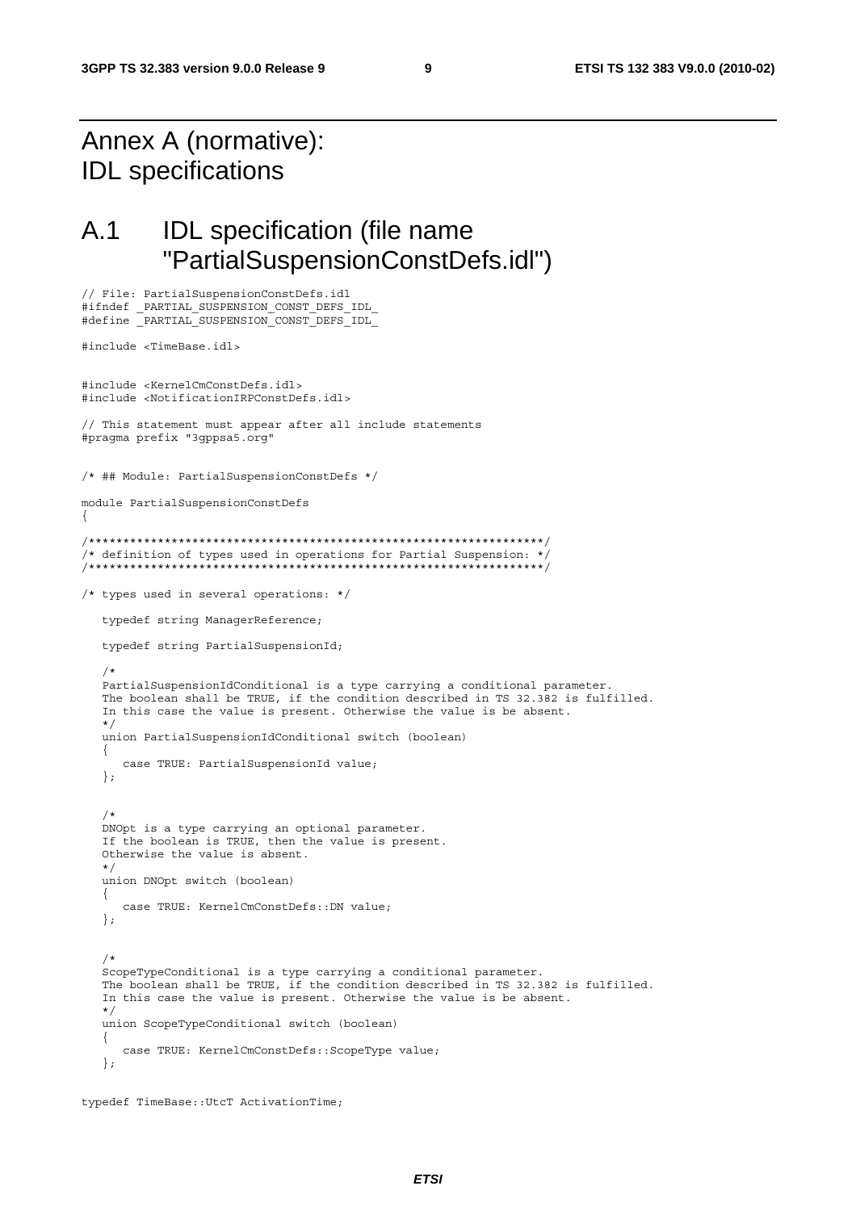# Annex A (normative): IDL specifications

# A.1 IDL specification (file name "PartialSuspensionConstDefs.idl")

```
// File: PartialSuspensionConstDefs.idl
#ifndef _PARTIAL_SUSPENSION_CONST_DEFS_IDL_
#define _PARTIAL_SUSPENSION_CONST_DEFS_IDL_

#include <TimeBase.idl>


#include <KernelCmConstDefs.idl>
#include <NotificationIRPConstDefs.idl>

// This statement must appear after all include statements
#pragma prefix "3gppsa5.org"


/* ## Module: PartialSuspensionConstDefs */

module PartialSuspensionConstDefs
{

/*****************************************************************/
/* definition of types used in operations for Partial Suspension: */
/*****************************************************************/

/* types used in several operations: */

   typedef string ManagerReference;

   typedef string PartialSuspensionId;

   /*
   PartialSuspensionIdConditional is a type carrying a conditional parameter.
   The boolean shall be TRUE, if the condition described in TS 32.382 is fulfilled.
   In this case the value is present. Otherwise the value is be absent.
   */
   union PartialSuspensionIdConditional switch (boolean)
   {
      case TRUE: PartialSuspensionId value;
   };


   /*
   DNOpt is a type carrying an optional parameter.
   If the boolean is TRUE, then the value is present.
   Otherwise the value is absent.
   */
   union DNOpt switch (boolean)
   {
      case TRUE: KernelCmConstDefs::DN value;
   };


   /*
   ScopeTypeConditional is a type carrying a conditional parameter.
   The boolean shall be TRUE, if the condition described in TS 32.382 is fulfilled.
   In this case the value is present. Otherwise the value is be absent.
   */
   union ScopeTypeConditional switch (boolean)
   {
      case TRUE: KernelCmConstDefs::ScopeType value;
   };


typedef TimeBase::UtcT ActivationTime;
```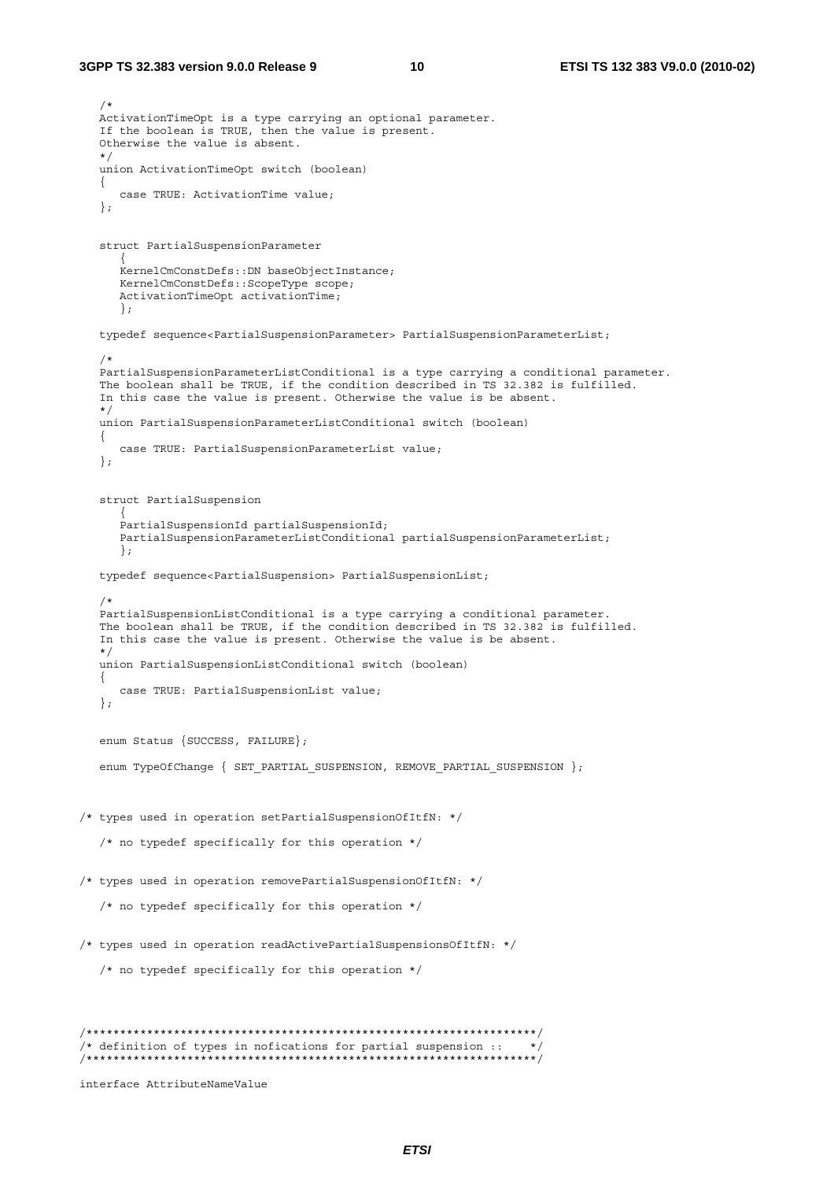```
   /*
   ActivationTimeOpt is a type carrying an optional parameter.
   If the boolean is TRUE, then the value is present.
   Otherwise the value is absent.
   */
   union ActivationTimeOpt switch (boolean)
   {
      case TRUE: ActivationTime value;
   };


   struct PartialSuspensionParameter
      {
      KernelCmConstDefs::DN baseObjectInstance;
      KernelCmConstDefs::ScopeType scope;
      ActivationTimeOpt activationTime;
      };

   typedef sequence<PartialSuspensionParameter> PartialSuspensionParameterList;

   /*
   PartialSuspensionParameterListConditional is a type carrying a conditional parameter.
   The boolean shall be TRUE, if the condition described in TS 32.382 is fulfilled.
   In this case the value is present. Otherwise the value is be absent.
   */
   union PartialSuspensionParameterListConditional switch (boolean)
   {
      case TRUE: PartialSuspensionParameterList value;
   };


   struct PartialSuspension
      {
      PartialSuspensionId partialSuspensionId;
      PartialSuspensionParameterListConditional partialSuspensionParameterList;
      };

   typedef sequence<PartialSuspension> PartialSuspensionList;

   /*
   PartialSuspensionListConditional is a type carrying a conditional parameter.
   The boolean shall be TRUE, if the condition described in TS 32.382 is fulfilled.
   In this case the value is present. Otherwise the value is be absent.
   */
   union PartialSuspensionListConditional switch (boolean)
   {
      case TRUE: PartialSuspensionList value;
   };


   enum Status {SUCCESS, FAILURE};

   enum TypeOfChange { SET_PARTIAL_SUSPENSION, REMOVE_PARTIAL_SUSPENSION };



/* types used in operation setPartialSuspensionOfItfN: */

   /* no typedef specifically for this operation */


/* types used in operation removePartialSuspensionOfItfN: */

   /* no typedef specifically for this operation */


/* types used in operation readActivePartialSuspensionsOfItfN: */

   /* no typedef specifically for this operation */



/*****************************************************************/
/* definition of types in nofications for partial suspension ::    */
/*****************************************************************/

interface AttributeNameValue
```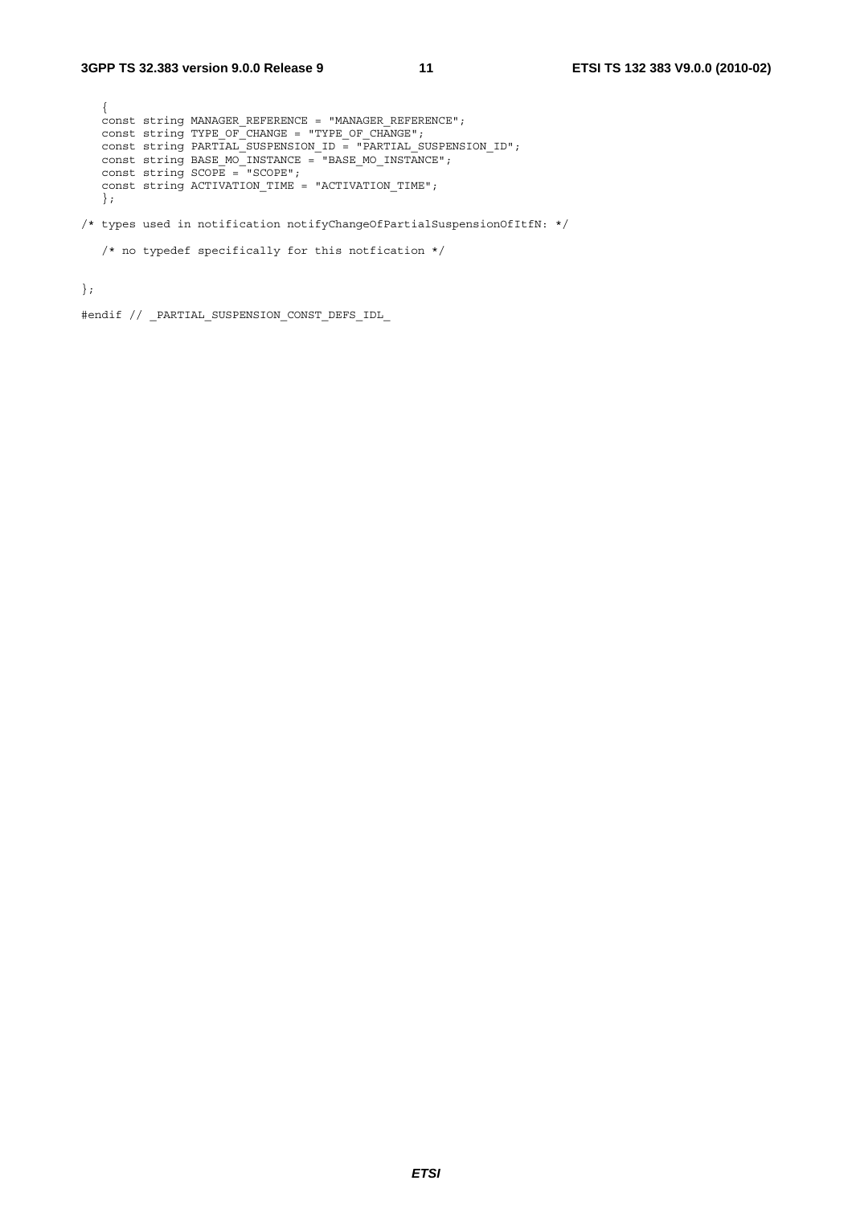```
   {
   const string MANAGER_REFERENCE = "MANAGER_REFERENCE";
   const string TYPE_OF_CHANGE = "TYPE_OF_CHANGE";
   const string PARTIAL_SUSPENSION_ID = "PARTIAL_SUSPENSION_ID";
   const string BASE_MO_INSTANCE = "BASE_MO_INSTANCE";
   const string SCOPE = "SCOPE";
   const string ACTIVATION_TIME = "ACTIVATION_TIME";
   };

/* types used in notification notifyChangeOfPartialSuspensionOfItfN: */

   /* no typedef specifically for this notfication */


};

#endif // _PARTIAL_SUSPENSION_CONST_DEFS_IDL_
```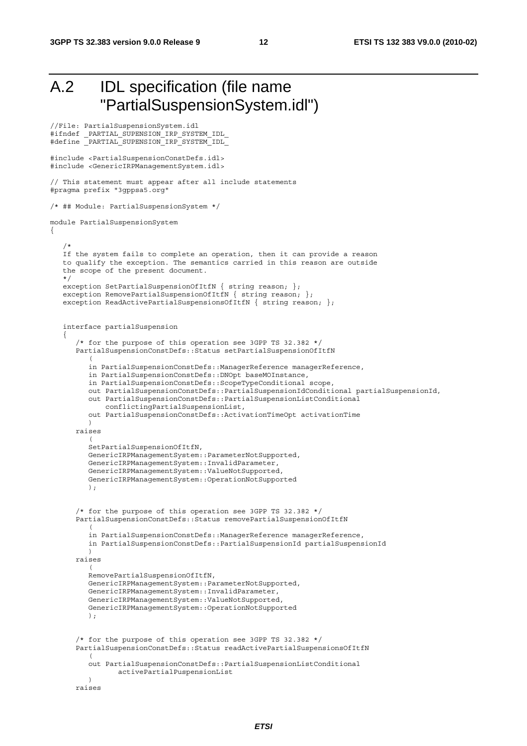# A.2 IDL specification (file name "PartialSuspensionSystem.idl")

```
//File: PartialSuspensionSystem.idl
#ifndef _PARTIAL_SUPENSION_IRP_SYSTEM_IDL_
#define _PARTIAL_SUPENSION_IRP_SYSTEM_IDL_

#include <PartialSuspensionConstDefs.idl>
#include <GenericIRPManagementSystem.idl>

// This statement must appear after all include statements
#pragma prefix "3gppsa5.org"

/* ## Module: PartialSuspensionSystem */

module PartialSuspensionSystem
{

   /*
   If the system fails to complete an operation, then it can provide a reason
   to qualify the exception. The semantics carried in this reason are outside
   the scope of the present document.
   */
   exception SetPartialSuspensionOfItfN { string reason; };
   exception RemovePartialSuspensionOfItfN { string reason; };
   exception ReadActivePartialSuspensionsOfItfN { string reason; };


   interface partialSuspension
   {
      /* for the purpose of this operation see 3GPP TS 32.382 */
      PartialSuspensionConstDefs::Status setPartialSuspensionOfItfN
         (
         in PartialSuspensionConstDefs::ManagerReference managerReference,
         in PartialSuspensionConstDefs::DNOpt baseMOInstance,
         in PartialSuspensionConstDefs::ScopeTypeConditional scope,
         out PartialSuspensionConstDefs::PartialSuspensionIdConditional partialSuspensionId,
         out PartialSuspensionConstDefs::PartialSuspensionListConditional
             conflictingPartialSuspensionList,
         out PartialSuspensionConstDefs::ActivationTimeOpt activationTime
         )
      raises
         (
         SetPartialSuspensionOfItfN,
         GenericIRPManagementSystem::ParameterNotSupported,
         GenericIRPManagementSystem::InvalidParameter,
         GenericIRPManagementSystem::ValueNotSupported,
         GenericIRPManagementSystem::OperationNotSupported
         );


      /* for the purpose of this operation see 3GPP TS 32.382 */
      PartialSuspensionConstDefs::Status removePartialSuspensionOfItfN
         (
         in PartialSuspensionConstDefs::ManagerReference managerReference,
         in PartialSuspensionConstDefs::PartialSuspensionId partialSuspensionId
         )
      raises
         (
         RemovePartialSuspensionOfItfN,
         GenericIRPManagementSystem::ParameterNotSupported,
         GenericIRPManagementSystem::InvalidParameter,
         GenericIRPManagementSystem::ValueNotSupported,
         GenericIRPManagementSystem::OperationNotSupported
         );


      /* for the purpose of this operation see 3GPP TS 32.382 */
      PartialSuspensionConstDefs::Status readActivePartialSuspensionsOfItfN
         (
         out PartialSuspensionConstDefs::PartialSuspensionListConditional
               activePartialPuspensionList
         )
      raises
```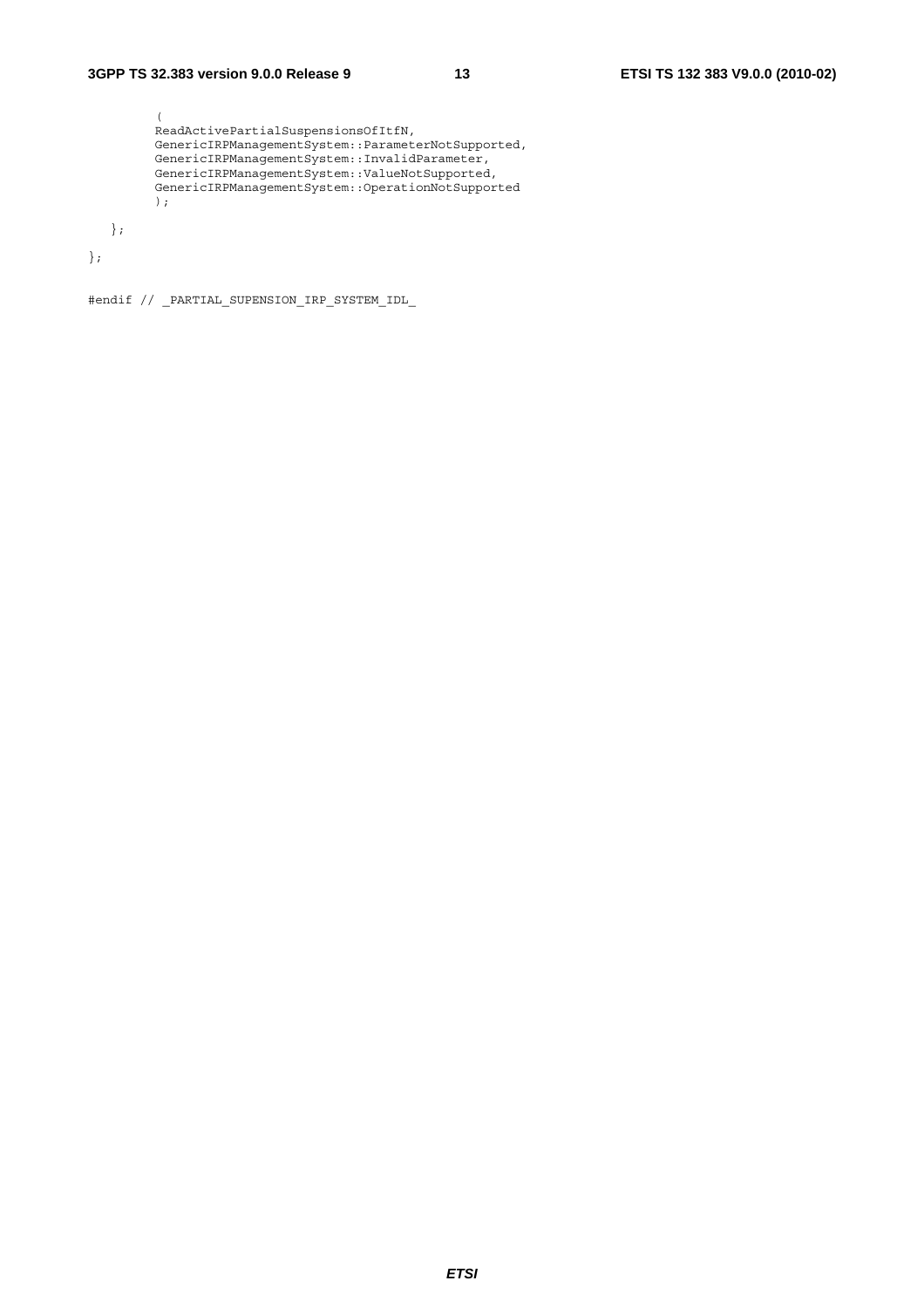```
        (
        ReadActivePartialSuspensionsOfItfN,
        GenericIRPManagementSystem::ParameterNotSupported,
        GenericIRPManagementSystem::InvalidParameter,
        GenericIRPManagementSystem::ValueNotSupported,
        GenericIRPManagementSystem::OperationNotSupported
        );

   };

};


#endif // _PARTIAL_SUPENSION_IRP_SYSTEM_IDL_
```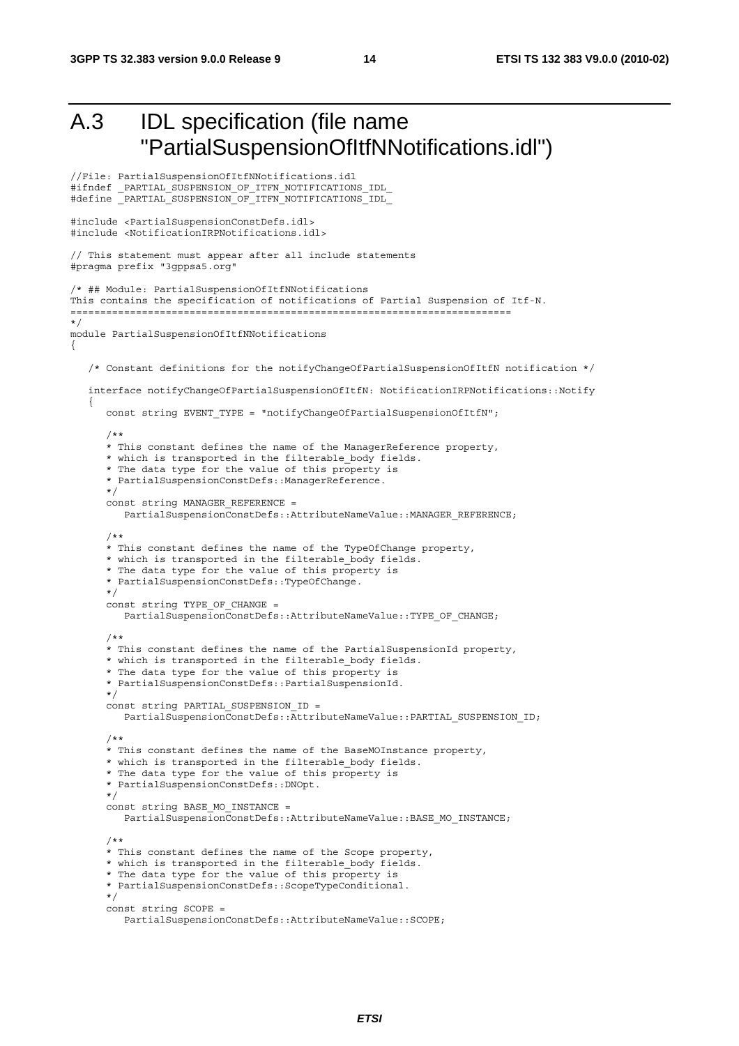# A.3 IDL specification (file name "PartialSuspensionOfItfNNotifications.idl")

```
//File: PartialSuspensionOfItfNNotifications.idl
#ifndef _PARTIAL_SUSPENSION_OF_ITFN_NOTIFICATIONS_IDL_
#define _PARTIAL_SUSPENSION_OF_ITFN_NOTIFICATIONS_IDL_

#include <PartialSuspensionConstDefs.idl>
#include <NotificationIRPNotifications.idl>

// This statement must appear after all include statements
#pragma prefix "3gppsa5.org"

/* ## Module: PartialSuspensionOfItfNNotifications
This contains the specification of notifications of Partial Suspension of Itf-N.
=========================================================================
*/
module PartialSuspensionOfItfNNotifications
{

   /* Constant definitions for the notifyChangeOfPartialSuspensionOfItfN notification */

   interface notifyChangeOfPartialSuspensionOfItfN: NotificationIRPNotifications::Notify
   {
      const string EVENT_TYPE = "notifyChangeOfPartialSuspensionOfItfN";

      /**
      * This constant defines the name of the ManagerReference property,
      * which is transported in the filterable_body fields.
      * The data type for the value of this property is
      * PartialSuspensionConstDefs::ManagerReference.
      */
      const string MANAGER_REFERENCE =
         PartialSuspensionConstDefs::AttributeNameValue::MANAGER_REFERENCE;

      /**
      * This constant defines the name of the TypeOfChange property,
      * which is transported in the filterable_body fields.
      * The data type for the value of this property is
      * PartialSuspensionConstDefs::TypeOfChange.
      */
      const string TYPE_OF_CHANGE =
         PartialSuspensionConstDefs::AttributeNameValue::TYPE_OF_CHANGE;

      /**
      * This constant defines the name of the PartialSuspensionId property,
      * which is transported in the filterable_body fields.
      * The data type for the value of this property is
      * PartialSuspensionConstDefs::PartialSuspensionId.
      */
      const string PARTIAL_SUSPENSION_ID =
         PartialSuspensionConstDefs::AttributeNameValue::PARTIAL_SUSPENSION_ID;

      /**
      * This constant defines the name of the BaseMOInstance property,
      * which is transported in the filterable_body fields.
      * The data type for the value of this property is
      * PartialSuspensionConstDefs::DNOpt.
      */
      const string BASE_MO_INSTANCE =
         PartialSuspensionConstDefs::AttributeNameValue::BASE_MO_INSTANCE;

      /**
      * This constant defines the name of the Scope property,
      * which is transported in the filterable_body fields.
      * The data type for the value of this property is
      * PartialSuspensionConstDefs::ScopeTypeConditional.
      */
      const string SCOPE =
         PartialSuspensionConstDefs::AttributeNameValue::SCOPE;
```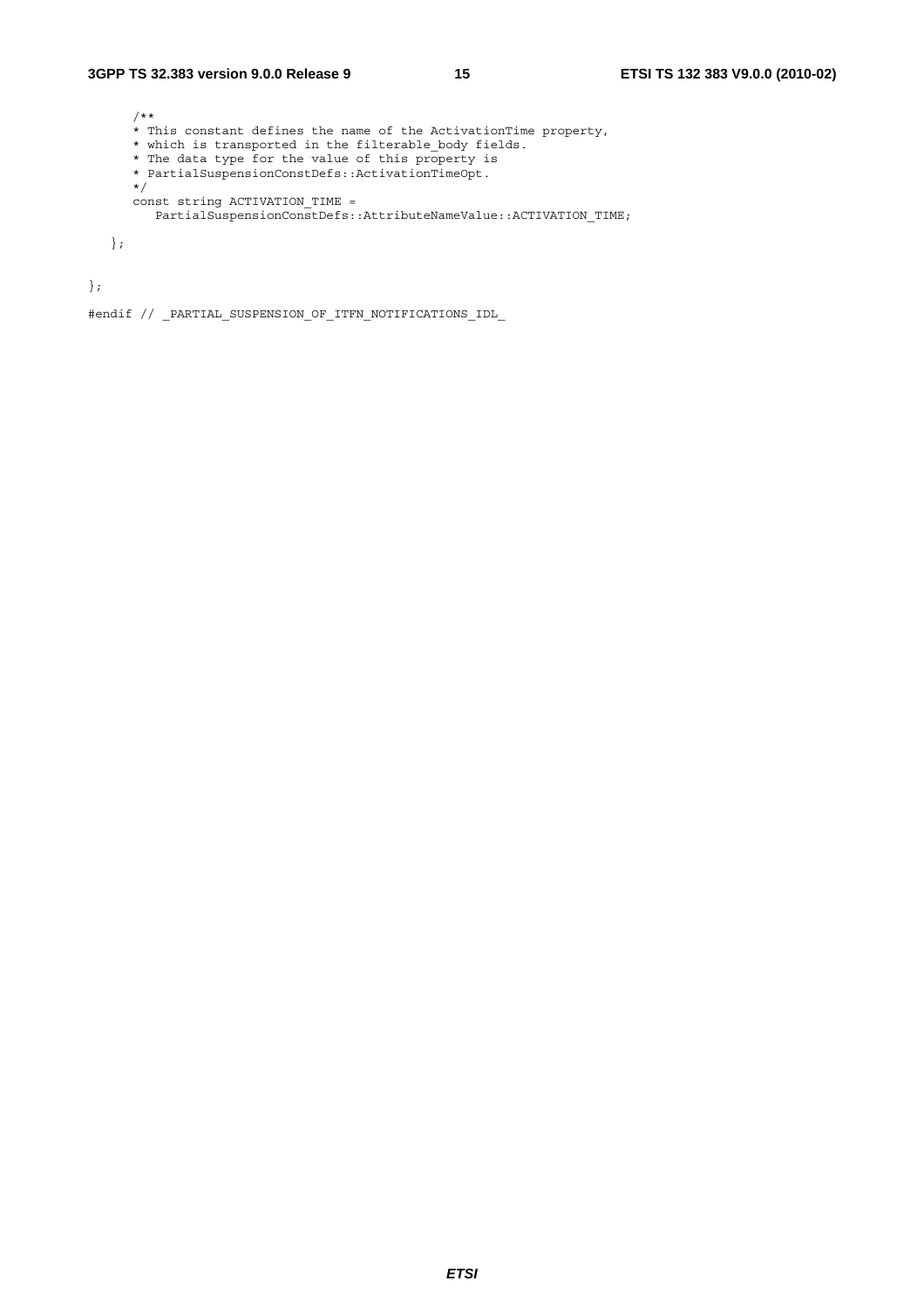```
      /**
      * This constant defines the name of the ActivationTime property,
      * which is transported in the filterable_body fields.
      * The data type for the value of this property is
      * PartialSuspensionConstDefs::ActivationTimeOpt.
      */
      const string ACTIVATION_TIME =
         PartialSuspensionConstDefs::AttributeNameValue::ACTIVATION_TIME;

   };

};

#endif // _PARTIAL_SUSPENSION_OF_ITFN_NOTIFICATIONS_IDL_
```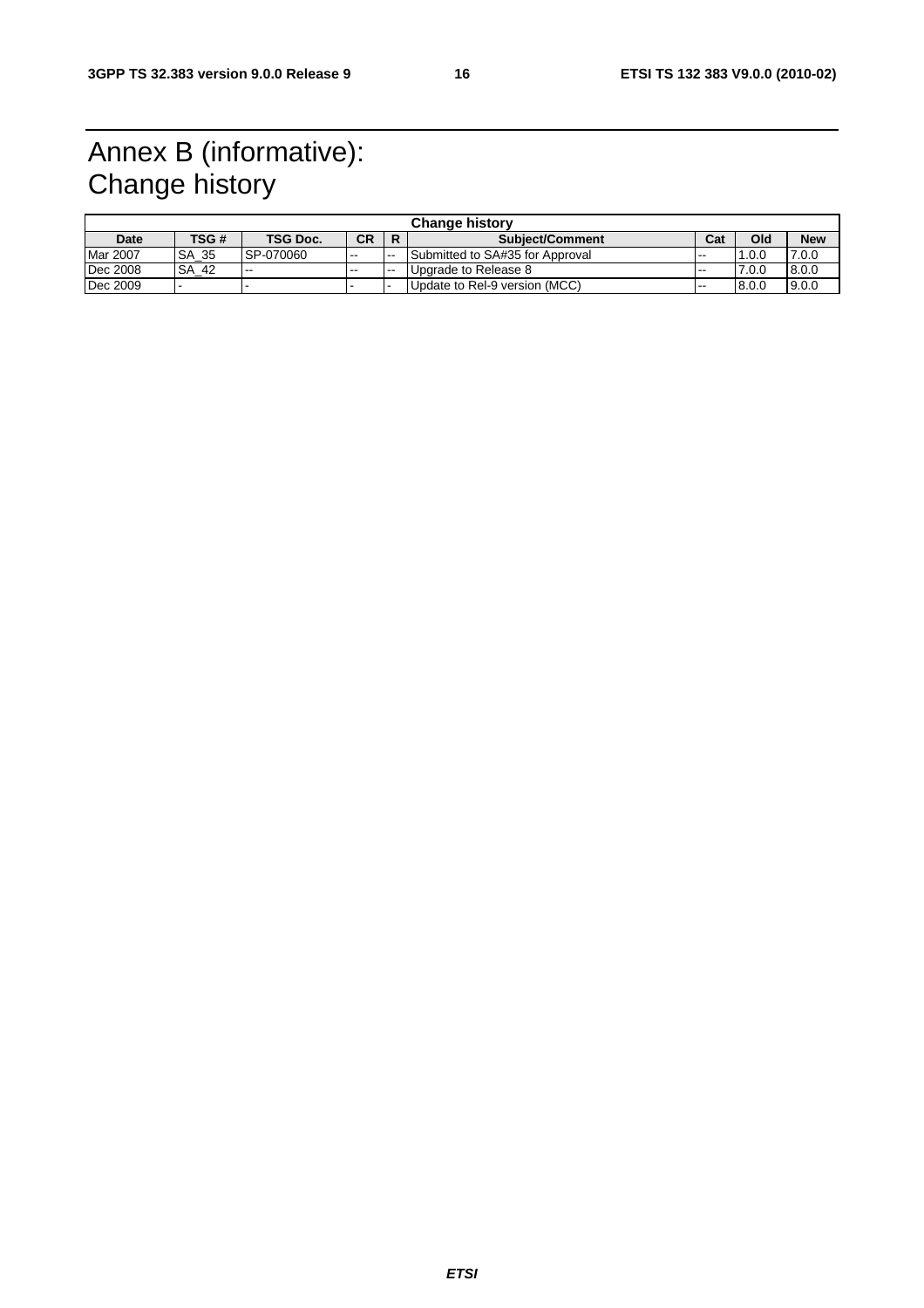# Annex B (informative): Change history

| Change history | | | | | | | | |
|---|---|---|---|---|---|---|---|---|
| **Date** | **TSG #** | **TSG Doc.** | **CR** | **R** | **Subject/Comment** | **Cat** | **Old** | **New** |
| Mar 2007 | SA_35 | SP-070060 | -- | -- | Submitted to SA#35 for Approval | -- | 1.0.0 | 7.0.0 |
| Dec 2008 | SA_42 | -- | -- | -- | Upgrade to Release 8 | -- | 7.0.0 | 8.0.0 |
| Dec 2009 | - | - | - | - | Update to Rel-9 version (MCC) | -- | 8.0.0 | 9.0.0 |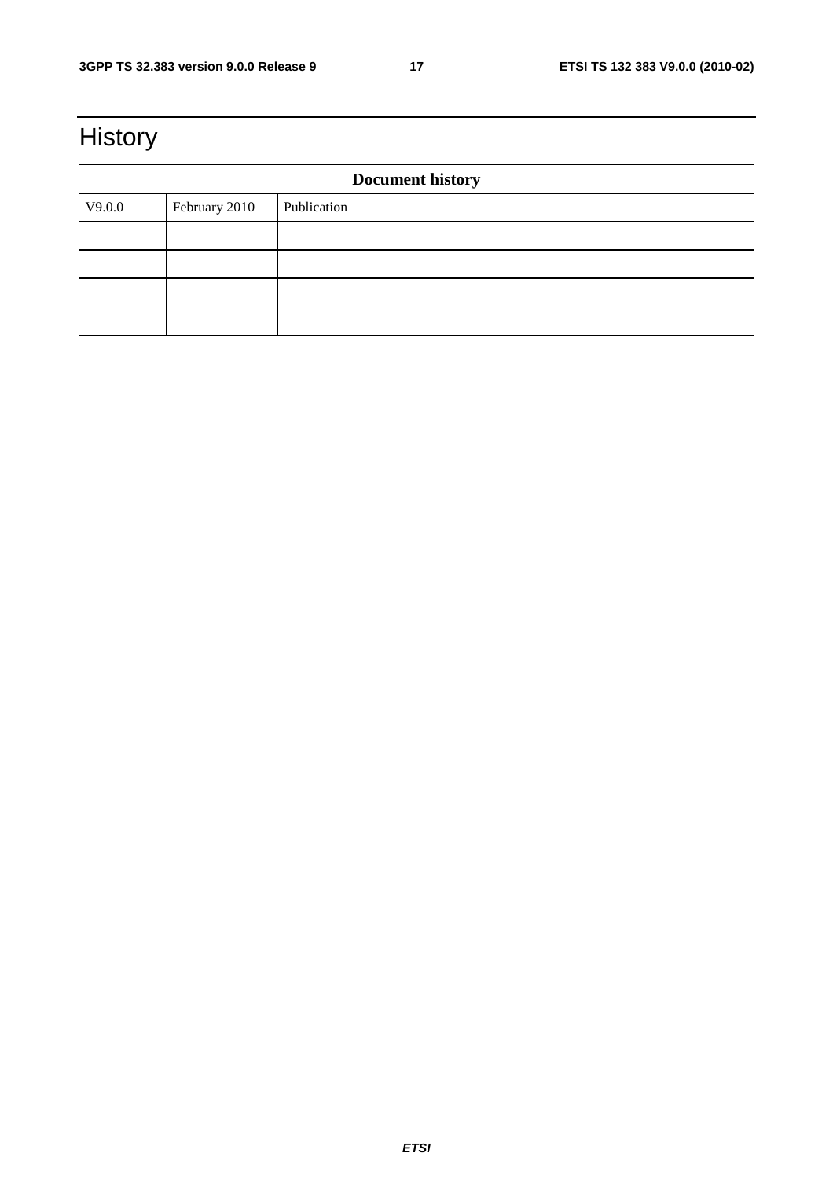# History

| Document history | | |
|---|---|---|
| V9.0.0 | February 2010 | Publication |
| | | |
| | | |
| | | |
| | | |